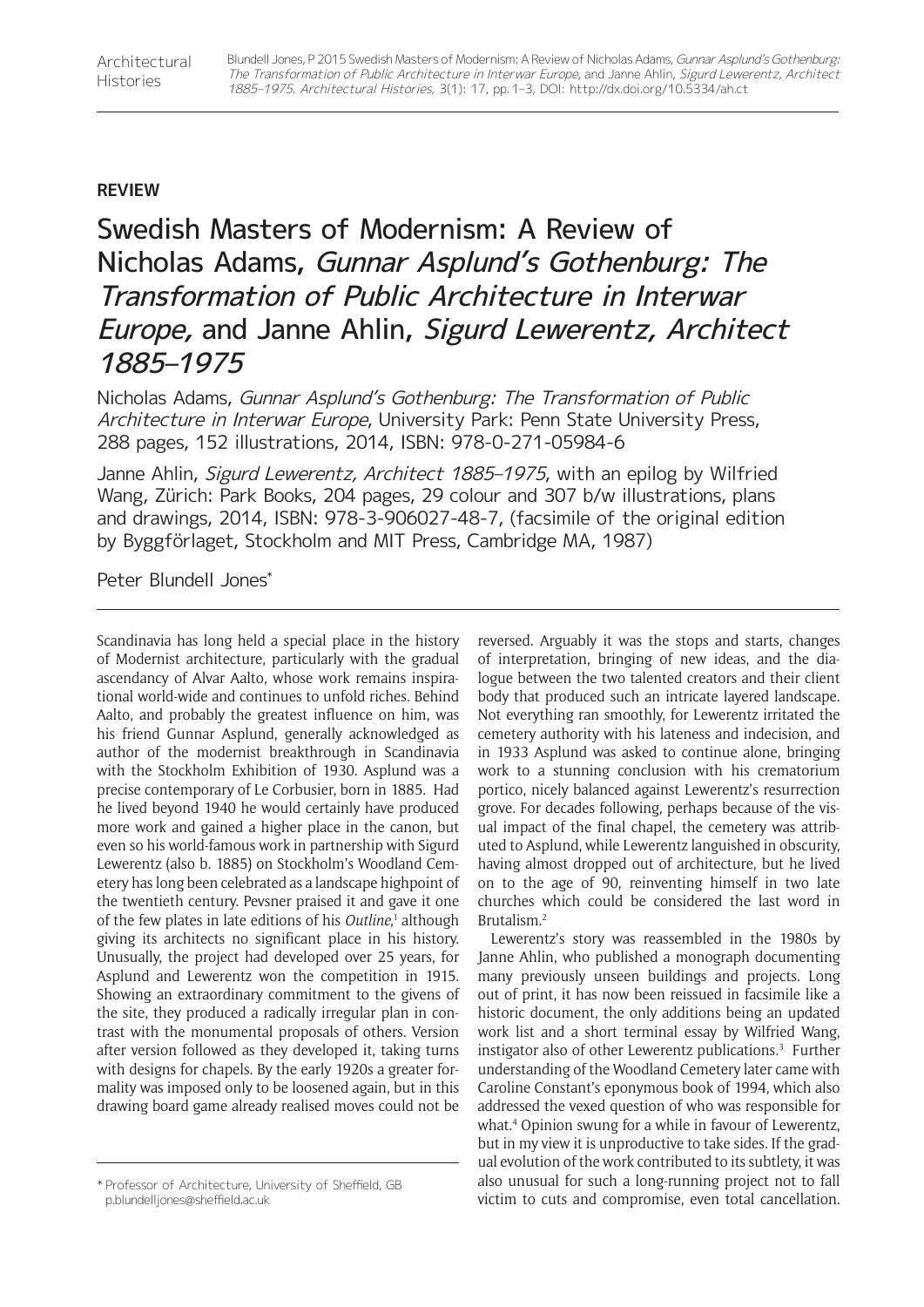**REVIEW**

# Swedish Masters of Modernism: A Review of Nicholas Adams, *Gunnar Asplund's Gothenburg: The Transformation of Public Architecture in Interwar Europe,* and Janne Ahlin, *Sigurd Lewerentz, Architect 1885–1975*

Nicholas Adams, *Gunnar Asplund's Gothenburg: The Transformation of Public Architecture in Interwar Europe*, University Park: Penn State University Press, 288 pages, 152 illustrations, 2014, ISBN: 978-0-271-05984-6

Janne Ahlin, *Sigurd Lewerentz, Architect 1885–1975*, with an epilog by Wilfried Wang, Zürich: Park Books, 204 pages, 29 colour and 307 b/w illustrations, plans and drawings, 2014, ISBN: 978-3-906027-48-7, (facsimile of the original edition by Byggförlaget, Stockholm and MIT Press, Cambridge MA, 1987)

Peter Blundell Jones*

Scandinavia has long held a special place in the history of Modernist architecture, particularly with the gradual ascendancy of Alvar Aalto, whose work remains inspirational world-wide and continues to unfold riches. Behind Aalto, and probably the greatest influence on him, was his friend Gunnar Asplund, generally acknowledged as author of the modernist breakthrough in Scandinavia with the Stockholm Exhibition of 1930. Asplund was a precise contemporary of Le Corbusier, born in 1885. Had he lived beyond 1940 he would certainly have produced more work and gained a higher place in the canon, but even so his world-famous work in partnership with Sigurd Lewerentz (also b. 1885) on Stockholm's Woodland Cemetery has long been celebrated as a landscape highpoint of the twentieth century. Pevsner praised it and gave it one of the few plates in late editions of his *Outline*,[1] although giving its architects no significant place in his history. Unusually, the project had developed over 25 years, for Asplund and Lewerentz won the competition in 1915. Showing an extraordinary commitment to the givens of the site, they produced a radically irregular plan in contrast with the monumental proposals of others. Version after version followed as they developed it, taking turns with designs for chapels. By the early 1920s a greater formality was imposed only to be loosened again, but in this drawing board game already realised moves could not be reversed. Arguably it was the stops and starts, changes of interpretation, bringing of new ideas, and the dialogue between the two talented creators and their client body that produced such an intricate layered landscape. Not everything ran smoothly, for Lewerentz irritated the cemetery authority with his lateness and indecision, and in 1933 Asplund was asked to continue alone, bringing work to a stunning conclusion with his crematorium portico, nicely balanced against Lewerentz's resurrection grove. For decades following, perhaps because of the visual impact of the final chapel, the cemetery was attributed to Asplund, while Lewerentz languished in obscurity, having almost dropped out of architecture, but he lived on to the age of 90, reinventing himself in two late churches which could be considered the last word in Brutalism.[2]

Lewerentz's story was reassembled in the 1980s by Janne Ahlin, who published a monograph documenting many previously unseen buildings and projects. Long out of print, it has now been reissued in facsimile like a historic document, the only additions being an updated work list and a short terminal essay by Wilfried Wang, instigator also of other Lewerentz publications.[3] Further understanding of the Woodland Cemetery later came with Caroline Constant's eponymous book of 1994, which also addressed the vexed question of who was responsible for what.[4] Opinion swung for a while in favour of Lewerentz, but in my view it is unproductive to take sides. If the gradual evolution of the work contributed to its subtlety, it was also unusual for such a long-running project not to fall victim to cuts and compromise, even total cancellation.

\* Professor of Architecture, University of Sheffield, GB
p.blundelljones@sheffield.ac.uk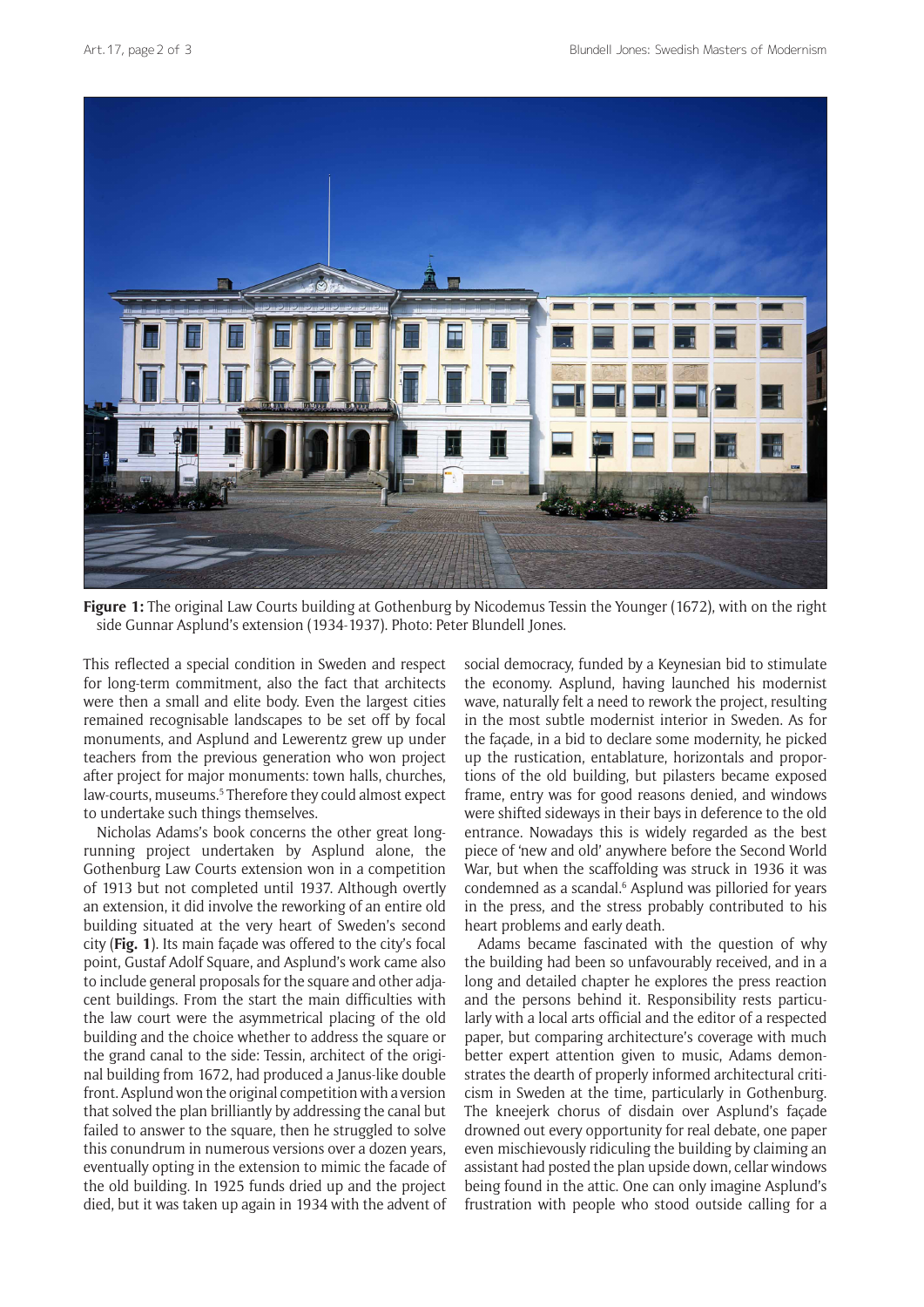**Figure 1:** The original Law Courts building at Gothenburg by Nicodemus Tessin the Younger (1672), with on the right side Gunnar Asplund's extension (1934-1937). Photo: Peter Blundell Jones.

This reflected a special condition in Sweden and respect for long-term commitment, also the fact that architects were then a small and elite body. Even the largest cities remained recognisable landscapes to be set off by focal monuments, and Asplund and Lewerentz grew up under teachers from the previous generation who won project after project for major monuments: town halls, churches, law-courts, museums.[5] Therefore they could almost expect to undertake such things themselves.

Nicholas Adams's book concerns the other great long-running project undertaken by Asplund alone, the Gothenburg Law Courts extension won in a competition of 1913 but not completed until 1937. Although overtly an extension, it did involve the reworking of an entire old building situated at the very heart of Sweden's second city (**Fig. 1**). Its main façade was offered to the city's focal point, Gustaf Adolf Square, and Asplund's work came also to include general proposals for the square and other adjacent buildings. From the start the main difficulties with the law court were the asymmetrical placing of the old building and the choice whether to address the square or the grand canal to the side: Tessin, architect of the original building from 1672, had produced a Janus-like double front. Asplund won the original competition with a version that solved the plan brilliantly by addressing the canal but failed to answer to the square, then he struggled to solve this conundrum in numerous versions over a dozen years, eventually opting in the extension to mimic the facade of the old building. In 1925 funds dried up and the project died, but it was taken up again in 1934 with the advent of social democracy, funded by a Keynesian bid to stimulate the economy. Asplund, having launched his modernist wave, naturally felt a need to rework the project, resulting in the most subtle modernist interior in Sweden. As for the façade, in a bid to declare some modernity, he picked up the rustication, entablature, horizontals and proportions of the old building, but pilasters became exposed frame, entry was for good reasons denied, and windows were shifted sideways in their bays in deference to the old entrance. Nowadays this is widely regarded as the best piece of 'new and old' anywhere before the Second World War, but when the scaffolding was struck in 1936 it was condemned as a scandal.[6] Asplund was pilloried for years in the press, and the stress probably contributed to his heart problems and early death.

Adams became fascinated with the question of why the building had been so unfavourably received, and in a long and detailed chapter he explores the press reaction and the persons behind it. Responsibility rests particularly with a local arts official and the editor of a respected paper, but comparing architecture's coverage with much better expert attention given to music, Adams demonstrates the dearth of properly informed architectural criticism in Sweden at the time, particularly in Gothenburg. The kneejerk chorus of disdain over Asplund's façade drowned out every opportunity for real debate, one paper even mischievously ridiculing the building by claiming an assistant had posted the plan upside down, cellar windows being found in the attic. One can only imagine Asplund's frustration with people who stood outside calling for a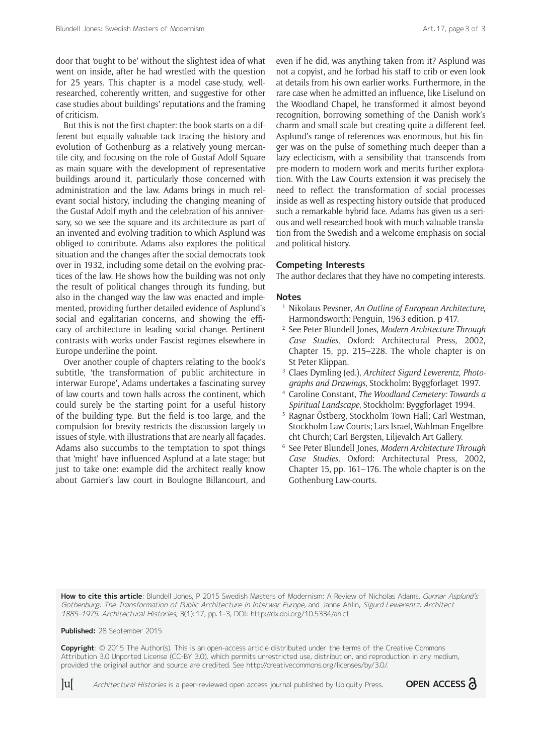door that 'ought to be' without the slightest idea of what went on inside, after he had wrestled with the question for 25 years. This chapter is a model case-study, well-researched, coherently written, and suggestive for other case studies about buildings' reputations and the framing of criticism.

But this is not the first chapter: the book starts on a different but equally valuable tack tracing the history and evolution of Gothenburg as a relatively young mercantile city, and focusing on the role of Gustaf Adolf Square as main square with the development of representative buildings around it, particularly those concerned with administration and the law. Adams brings in much relevant social history, including the changing meaning of the Gustaf Adolf myth and the celebration of his anniversary, so we see the square and its architecture as part of an invented and evolving tradition to which Asplund was obliged to contribute. Adams also explores the political situation and the changes after the social democrats took over in 1932, including some detail on the evolving practices of the law. He shows how the building was not only the result of political changes through its funding, but also in the changed way the law was enacted and implemented, providing further detailed evidence of Asplund's social and egalitarian concerns, and showing the efficacy of architecture in leading social change. Pertinent contrasts with works under Fascist regimes elsewhere in Europe underline the point.

Over another couple of chapters relating to the book's subtitle, 'the transformation of public architecture in interwar Europe', Adams undertakes a fascinating survey of law courts and town halls across the continent, which could surely be the starting point for a useful history of the building type. But the field is too large, and the compulsion for brevity restricts the discussion largely to issues of style, with illustrations that are nearly all façades. Adams also succumbs to the temptation to spot things that 'might' have influenced Asplund at a late stage; but just to take one: example did the architect really know about Garnier's law court in Boulogne Billancourt, and even if he did, was anything taken from it? Asplund was not a copyist, and he forbad his staff to crib or even look at details from his own earlier works. Furthermore, in the rare case when he admitted an influence, like Liselund on the Woodland Chapel, he transformed it almost beyond recognition, borrowing something of the Danish work's charm and small scale but creating quite a different feel. Asplund's range of references was enormous, but his finger was on the pulse of something much deeper than a lazy eclecticism, with a sensibility that transcends from pre-modern to modern work and merits further exploration. With the Law Courts extension it was precisely the need to reflect the transformation of social processes inside as well as respecting history outside that produced such a remarkable hybrid face. Adams has given us a serious and well-researched book with much valuable translation from the Swedish and a welcome emphasis on social and political history.

### Competing Interests

The author declares that they have no competing interests.

### Notes

1. Nikolaus Pevsner, *An Outline of European Architecture*, Harmondsworth: Penguin, 1963 edition. p 417.
2. See Peter Blundell Jones, *Modern Architecture Through Case Studies*, Oxford: Architectural Press, 2002, Chapter 15, pp. 215–228. The whole chapter is on St Peter Klippan.
3. Claes Dymling (ed.), *Architect Sigurd Lewerentz, Photographs and Drawings*, Stockholm: Byggforlaget 1997.
4. Caroline Constant, *The Woodland Cemetery: Towards a Spiritual Landscape*, Stockholm: Byggforlaget 1994.
5. Ragnar Östberg, Stockholm Town Hall; Carl Westman, Stockholm Law Courts; Lars Israel, Wahlman Engelbrecht Church; Carl Bergsten, Liljevalch Art Gallery.
6. See Peter Blundell Jones, *Modern Architecture Through Case Studies*, Oxford: Architectural Press, 2002, Chapter 15, pp. 161–176. The whole chapter is on the Gothenburg Law-courts.

**How to cite this article**: Blundell Jones, P 2015 Swedish Masters of Modernism: A Review of Nicholas Adams, *Gunnar Asplund's Gothenburg: The Transformation of Public Architecture in Interwar Europe*, and Janne Ahlin, *Sigurd Lewerentz, Architect 1885–1975*. *Architectural Histories,* 3(1): 17, pp. 1–3, DOI: http://dx.doi.org/10.5334/ah.ct

**Published:** 28 September 2015

**Copyright**: © 2015 The Author(s). This is an open-access article distributed under the terms of the Creative Commons Attribution 3.0 Unported License (CC-BY 3.0), which permits unrestricted use, distribution, and reproduction in any medium, provided the original author and source are credited. See http://creativecommons.org/licenses/by/3.0/.

*Architectural Histories* is a peer-reviewed open access journal published by Ubiquity Press. **OPEN ACCESS**